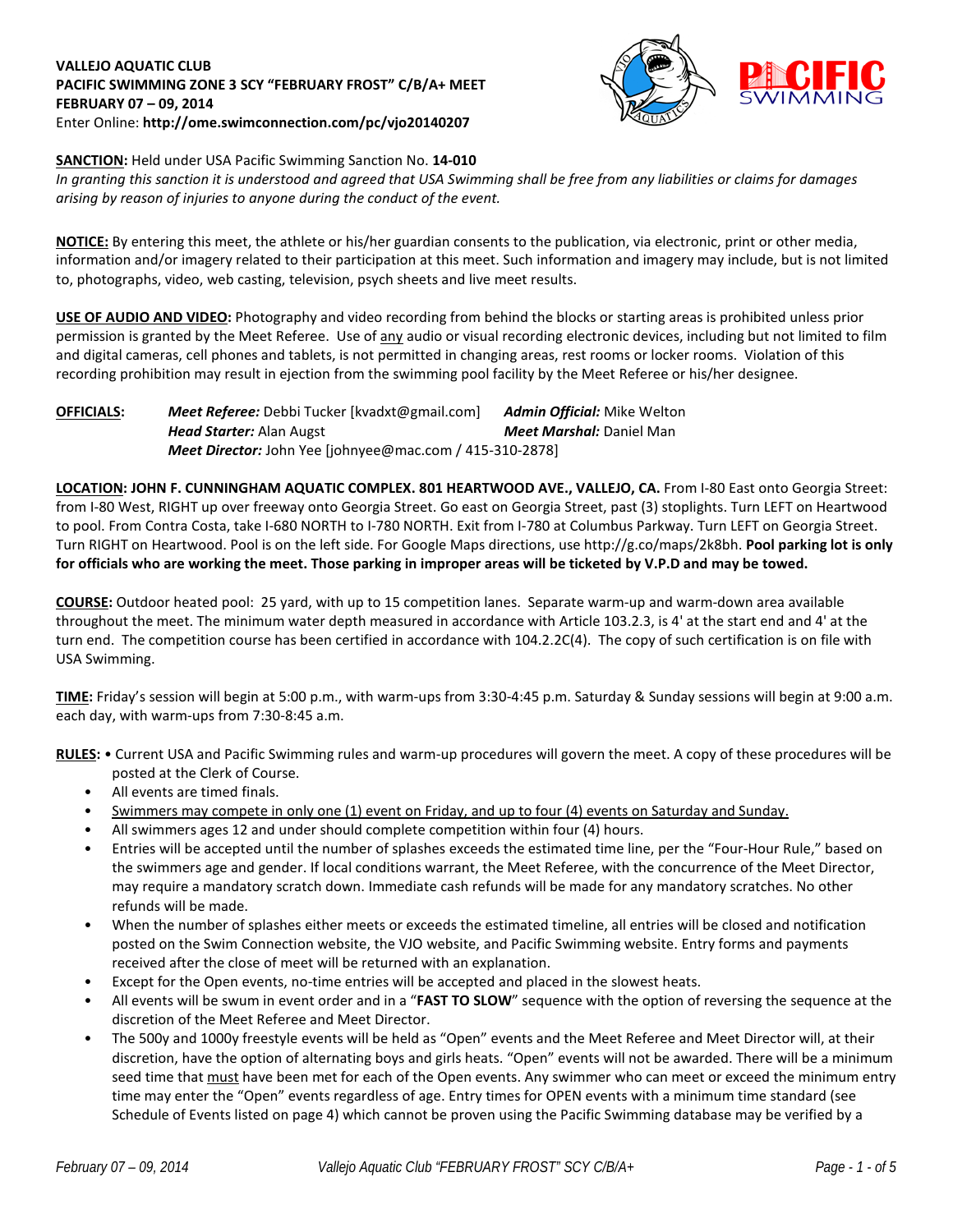**VALLEJO AQUATIC CLUB**
**PACIFIC SWIMMING ZONE 3 SCY "FEBRUARY FROST" C/B/A+ MEET**
**FEBRUARY 07 – 09, 2014**
Enter Online: **http://ome.swimconnection.com/pc/vjo20140207**

**SANCTION:** Held under USA Pacific Swimming Sanction No. **14-010**
*In granting this sanction it is understood and agreed that USA Swimming shall be free from any liabilities or claims for damages arising by reason of injuries to anyone during the conduct of the event.*

**NOTICE:** By entering this meet, the athlete or his/her guardian consents to the publication, via electronic, print or other media, information and/or imagery related to their participation at this meet. Such information and imagery may include, but is not limited to, photographs, video, web casting, television, psych sheets and live meet results.

**USE OF AUDIO AND VIDEO:** Photography and video recording from behind the blocks or starting areas is prohibited unless prior permission is granted by the Meet Referee. Use of any audio or visual recording electronic devices, including but not limited to film and digital cameras, cell phones and tablets, is not permitted in changing areas, rest rooms or locker rooms. Violation of this recording prohibition may result in ejection from the swimming pool facility by the Meet Referee or his/her designee.

**OFFICIALS:**
*Meet Referee:* Debbi Tucker [kvadxt@gmail.com]
*Admin Official:* Mike Welton
*Head Starter:* Alan Augst
*Meet Marshal:* Daniel Man
*Meet Director:* John Yee [johnyee@mac.com / 415-310-2878]

**LOCATION: JOHN F. CUNNINGHAM AQUATIC COMPLEX. 801 HEARTWOOD AVE., VALLEJO, CA.** From I-80 East onto Georgia Street: from I-80 West, RIGHT up over freeway onto Georgia Street. Go east on Georgia Street, past (3) stoplights. Turn LEFT on Heartwood to pool. From Contra Costa, take I-680 NORTH to I-780 NORTH. Exit from I-780 at Columbus Parkway. Turn LEFT on Georgia Street. Turn RIGHT on Heartwood. Pool is on the left side. For Google Maps directions, use http://g.co/maps/2k8bh. **Pool parking lot is only for officials who are working the meet. Those parking in improper areas will be ticketed by V.P.D and may be towed.**

**COURSE:** Outdoor heated pool: 25 yard, with up to 15 competition lanes. Separate warm-up and warm-down area available throughout the meet. The minimum water depth measured in accordance with Article 103.2.3, is 4' at the start end and 4' at the turn end. The competition course has been certified in accordance with 104.2.2C(4). The copy of such certification is on file with USA Swimming.

**TIME:** Friday's session will begin at 5:00 p.m., with warm-ups from 3:30-4:45 p.m. Saturday & Sunday sessions will begin at 9:00 a.m. each day, with warm-ups from 7:30-8:45 a.m.

**RULES:**

- Current USA and Pacific Swimming rules and warm-up procedures will govern the meet. A copy of these procedures will be posted at the Clerk of Course.
- All events are timed finals.
- Swimmers may compete in only one (1) event on Friday, and up to four (4) events on Saturday and Sunday.
- All swimmers ages 12 and under should complete competition within four (4) hours.
- Entries will be accepted until the number of splashes exceeds the estimated time line, per the "Four-Hour Rule," based on the swimmers age and gender. If local conditions warrant, the Meet Referee, with the concurrence of the Meet Director, may require a mandatory scratch down. Immediate cash refunds will be made for any mandatory scratches. No other refunds will be made.
- When the number of splashes either meets or exceeds the estimated timeline, all entries will be closed and notification posted on the Swim Connection website, the VJO website, and Pacific Swimming website. Entry forms and payments received after the close of meet will be returned with an explanation.
- Except for the Open events, no-time entries will be accepted and placed in the slowest heats.
- All events will be swum in event order and in a "**FAST TO SLOW**" sequence with the option of reversing the sequence at the discretion of the Meet Referee and Meet Director.
- The 500y and 1000y freestyle events will be held as "Open" events and the Meet Referee and Meet Director will, at their discretion, have the option of alternating boys and girls heats. "Open" events will not be awarded. There will be a minimum seed time that must have been met for each of the Open events. Any swimmer who can meet or exceed the minimum entry time may enter the "Open" events regardless of age. Entry times for OPEN events with a minimum time standard (see Schedule of Events listed on page 4) which cannot be proven using the Pacific Swimming database may be verified by a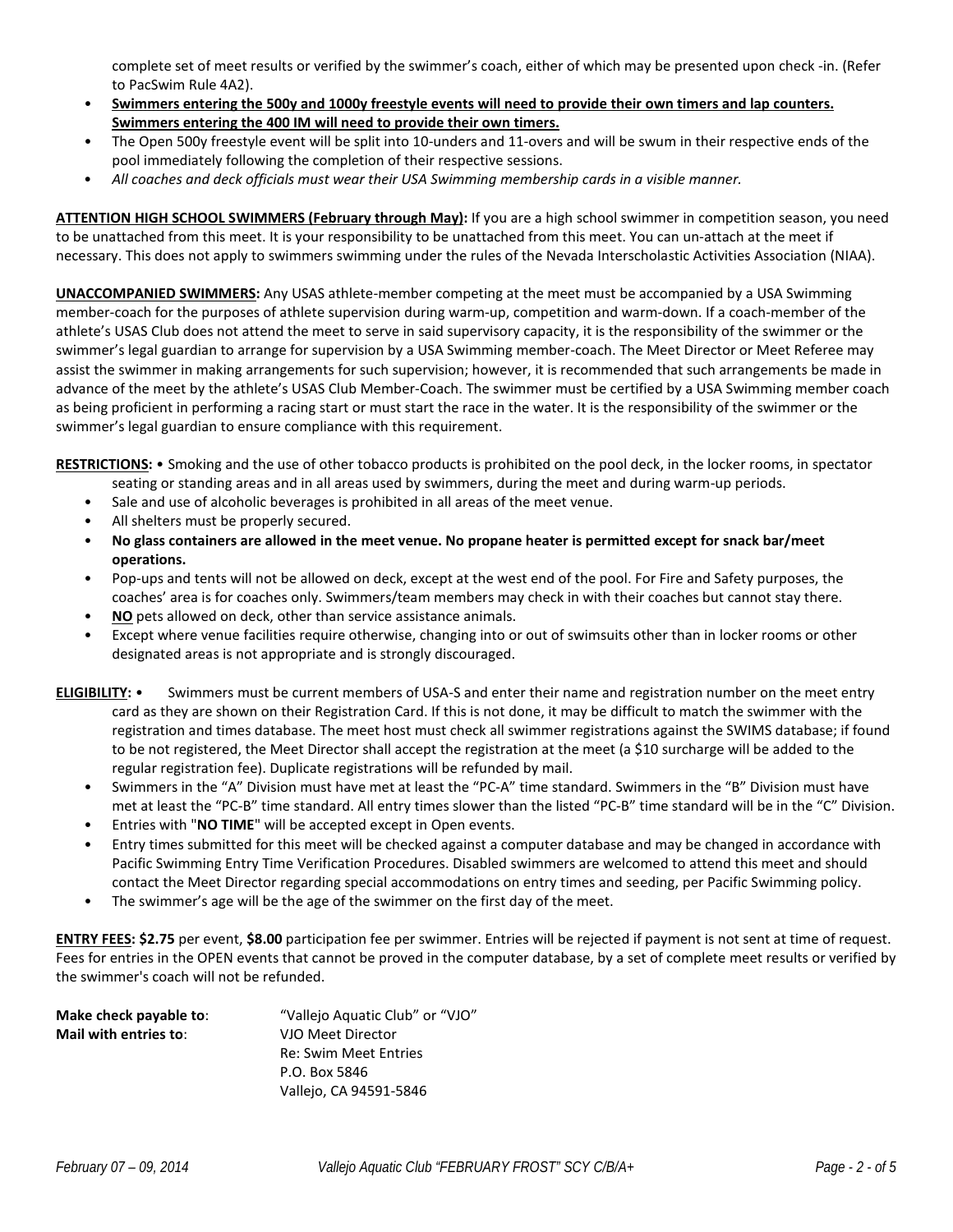complete set of meet results or verified by the swimmer's coach, either of which may be presented upon check -in. (Refer to PacSwim Rule 4A2).

- **Swimmers entering the 500y and 1000y freestyle events will need to provide their own timers and lap counters. Swimmers entering the 400 IM will need to provide their own timers.**
- The Open 500y freestyle event will be split into 10-unders and 11-overs and will be swum in their respective ends of the pool immediately following the completion of their respective sessions.
- *All coaches and deck officials must wear their USA Swimming membership cards in a visible manner.*

**ATTENTION HIGH SCHOOL SWIMMERS (February through May):** If you are a high school swimmer in competition season, you need to be unattached from this meet. It is your responsibility to be unattached from this meet. You can un-attach at the meet if necessary. This does not apply to swimmers swimming under the rules of the Nevada Interscholastic Activities Association (NIAA).

**UNACCOMPANIED SWIMMERS:** Any USAS athlete-member competing at the meet must be accompanied by a USA Swimming member-coach for the purposes of athlete supervision during warm-up, competition and warm-down. If a coach-member of the athlete's USAS Club does not attend the meet to serve in said supervisory capacity, it is the responsibility of the swimmer or the swimmer's legal guardian to arrange for supervision by a USA Swimming member-coach. The Meet Director or Meet Referee may assist the swimmer in making arrangements for such supervision; however, it is recommended that such arrangements be made in advance of the meet by the athlete's USAS Club Member-Coach. The swimmer must be certified by a USA Swimming member coach as being proficient in performing a racing start or must start the race in the water. It is the responsibility of the swimmer or the swimmer's legal guardian to ensure compliance with this requirement.

**RESTRICTIONS:**

- Smoking and the use of other tobacco products is prohibited on the pool deck, in the locker rooms, in spectator seating or standing areas and in all areas used by swimmers, during the meet and during warm-up periods.
- Sale and use of alcoholic beverages is prohibited in all areas of the meet venue.
- All shelters must be properly secured.
- **No glass containers are allowed in the meet venue. No propane heater is permitted except for snack bar/meet operations.**
- Pop-ups and tents will not be allowed on deck, except at the west end of the pool. For Fire and Safety purposes, the coaches' area is for coaches only. Swimmers/team members may check in with their coaches but cannot stay there.
- **NO** pets allowed on deck, other than service assistance animals.
- Except where venue facilities require otherwise, changing into or out of swimsuits other than in locker rooms or other designated areas is not appropriate and is strongly discouraged.

**ELIGIBILITY:**

- Swimmers must be current members of USA-S and enter their name and registration number on the meet entry card as they are shown on their Registration Card. If this is not done, it may be difficult to match the swimmer with the registration and times database. The meet host must check all swimmer registrations against the SWIMS database; if found to be not registered, the Meet Director shall accept the registration at the meet (a $10 surcharge will be added to the regular registration fee). Duplicate registrations will be refunded by mail.
- Swimmers in the "A" Division must have met at least the "PC-A" time standard. Swimmers in the "B" Division must have met at least the "PC-B" time standard. All entry times slower than the listed "PC-B" time standard will be in the "C" Division.
- Entries with "**NO TIME**" will be accepted except in Open events.
- Entry times submitted for this meet will be checked against a computer database and may be changed in accordance with Pacific Swimming Entry Time Verification Procedures. Disabled swimmers are welcomed to attend this meet and should contact the Meet Director regarding special accommodations on entry times and seeding, per Pacific Swimming policy.
- The swimmer's age will be the age of the swimmer on the first day of the meet.

**ENTRY FEES: $2.75** per event, **$8.00** participation fee per swimmer. Entries will be rejected if payment is not sent at time of request. Fees for entries in the OPEN events that cannot be proved in the computer database, by a set of complete meet results or verified by the swimmer's coach will not be refunded.

**Make check payable to**: "Vallejo Aquatic Club" or "VJO"

**Mail with entries to**: VJO Meet Director
Re: Swim Meet Entries
P.O. Box 5846
Vallejo, CA 94591-5846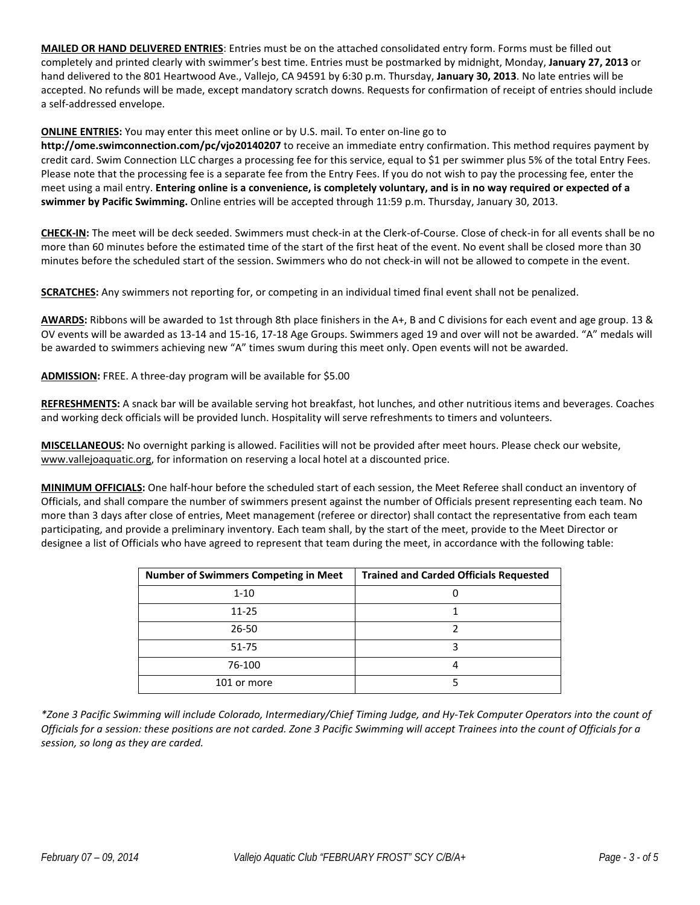**MAILED OR HAND DELIVERED ENTRIES**: Entries must be on the attached consolidated entry form. Forms must be filled out completely and printed clearly with swimmer's best time. Entries must be postmarked by midnight, Monday, **January 27, 2013** or hand delivered to the 801 Heartwood Ave., Vallejo, CA 94591 by 6:30 p.m. Thursday, **January 30, 2013**. No late entries will be accepted. No refunds will be made, except mandatory scratch downs. Requests for confirmation of receipt of entries should include a self-addressed envelope.

**ONLINE ENTRIES:** You may enter this meet online or by U.S. mail. To enter on-line go to **http://ome.swimconnection.com/pc/vjo20140207** to receive an immediate entry confirmation. This method requires payment by credit card. Swim Connection LLC charges a processing fee for this service, equal to $1 per swimmer plus 5% of the total Entry Fees. Please note that the processing fee is a separate fee from the Entry Fees. If you do not wish to pay the processing fee, enter the meet using a mail entry. **Entering online is a convenience, is completely voluntary, and is in no way required or expected of a swimmer by Pacific Swimming.** Online entries will be accepted through 11:59 p.m. Thursday, January 30, 2013.

**CHECK-IN:** The meet will be deck seeded. Swimmers must check-in at the Clerk-of-Course. Close of check-in for all events shall be no more than 60 minutes before the estimated time of the start of the first heat of the event. No event shall be closed more than 30 minutes before the scheduled start of the session. Swimmers who do not check-in will not be allowed to compete in the event.

**SCRATCHES:** Any swimmers not reporting for, or competing in an individual timed final event shall not be penalized.

**AWARDS:** Ribbons will be awarded to 1st through 8th place finishers in the A+, B and C divisions for each event and age group. 13 & OV events will be awarded as 13-14 and 15-16, 17-18 Age Groups. Swimmers aged 19 and over will not be awarded. "A" medals will be awarded to swimmers achieving new "A" times swum during this meet only. Open events will not be awarded.

**ADMISSION:** FREE. A three-day program will be available for $5.00

**REFRESHMENTS:** A snack bar will be available serving hot breakfast, hot lunches, and other nutritious items and beverages. Coaches and working deck officials will be provided lunch. Hospitality will serve refreshments to timers and volunteers.

**MISCELLANEOUS:** No overnight parking is allowed. Facilities will not be provided after meet hours. Please check our website, www.vallejoaquatic.org, for information on reserving a local hotel at a discounted price.

**MINIMUM OFFICIALS:** One half-hour before the scheduled start of each session, the Meet Referee shall conduct an inventory of Officials, and shall compare the number of swimmers present against the number of Officials present representing each team. No more than 3 days after close of entries, Meet management (referee or director) shall contact the representative from each team participating, and provide a preliminary inventory. Each team shall, by the start of the meet, provide to the Meet Director or designee a list of Officials who have agreed to represent that team during the meet, in accordance with the following table:

| Number of Swimmers Competing in Meet | Trained and Carded Officials Requested |
|---|---|
| 1-10 | 0 |
| 11-25 | 1 |
| 26-50 | 2 |
| 51-75 | 3 |
| 76-100 | 4 |
| 101 or more | 5 |

*\*Zone 3 Pacific Swimming will include Colorado, Intermediary/Chief Timing Judge, and Hy-Tek Computer Operators into the count of Officials for a session: these positions are not carded. Zone 3 Pacific Swimming will accept Trainees into the count of Officials for a session, so long as they are carded.*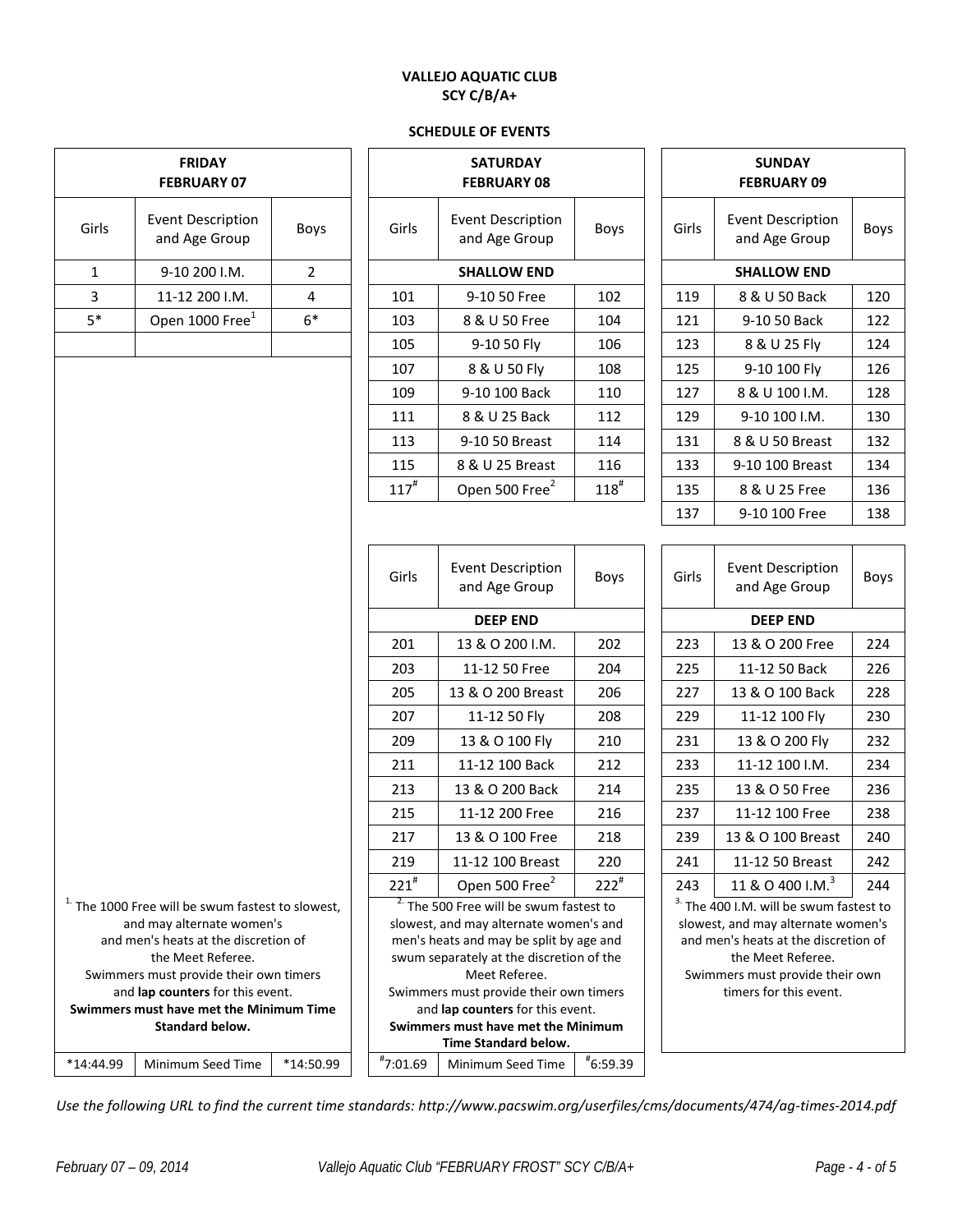**VALLEJO AQUATIC CLUB**
**SCY C/B/A+**

**SCHEDULE OF EVENTS**

## FRIDAY FEBRUARY 07

| Girls | Event Description and Age Group | Boys |
|---|---|---|
| 1 | 9-10 200 I.M. | 2 |
| 3 | 11-12 200 I.M. | 4 |
| 5* | Open 1000 Free[1] | 6* |

[1] The 1000 Free will be swum fastest to slowest, and may alternate women's and men's heats at the discretion of the Meet Referee. Swimmers must provide their own timers and **lap counters** for this event. **Swimmers must have met the Minimum Time Standard below.**

| *14:44.99 | Minimum Seed Time | *14:50.99 |
|---|---|---|

## SATURDAY FEBRUARY 08

| Girls | Event Description and Age Group | Boys |
|---|---|---|
| | **SHALLOW END** | |
| 101 | 9-10 50 Free | 102 |
| 103 | 8 & U 50 Free | 104 |
| 105 | 9-10 50 Fly | 106 |
| 107 | 8 & U 50 Fly | 108 |
| 109 | 9-10 100 Back | 110 |
| 111 | 8 & U 25 Back | 112 |
| 113 | 9-10 50 Breast | 114 |
| 115 | 8 & U 25 Breast | 116 |
| 117# | Open 500 Free[2] | 118# |

| Girls | Event Description and Age Group | Boys |
|---|---|---|
| | **DEEP END** | |
| 201 | 13 & O 200 I.M. | 202 |
| 203 | 11-12 50 Free | 204 |
| 205 | 13 & O 200 Breast | 206 |
| 207 | 11-12 50 Fly | 208 |
| 209 | 13 & O 100 Fly | 210 |
| 211 | 11-12 100 Back | 212 |
| 213 | 13 & O 200 Back | 214 |
| 215 | 11-12 200 Free | 216 |
| 217 | 13 & O 100 Free | 218 |
| 219 | 11-12 100 Breast | 220 |
| 221# | Open 500 Free[2] | 222# |

[2] The 500 Free will be swum fastest to slowest, and may alternate women's and men's heats and may be split by age and swum separately at the discretion of the Meet Referee. Swimmers must provide their own timers and **lap counters** for this event. **Swimmers must have met the Minimum Time Standard below.**

| #7:01.69 | Minimum Seed Time | #6:59.39 |
|---|---|---|

## SUNDAY FEBRUARY 09

| Girls | Event Description and Age Group | Boys |
|---|---|---|
| | **SHALLOW END** | |
| 119 | 8 & U 50 Back | 120 |
| 121 | 9-10 50 Back | 122 |
| 123 | 8 & U 25 Fly | 124 |
| 125 | 9-10 100 Fly | 126 |
| 127 | 8 & U 100 I.M. | 128 |
| 129 | 9-10 100 I.M. | 130 |
| 131 | 8 & U 50 Breast | 132 |
| 133 | 9-10 100 Breast | 134 |
| 135 | 8 & U 25 Free | 136 |
| 137 | 9-10 100 Free | 138 |

| Girls | Event Description and Age Group | Boys |
|---|---|---|
| | **DEEP END** | |
| 223 | 13 & O 200 Free | 224 |
| 225 | 11-12 50 Back | 226 |
| 227 | 13 & O 100 Back | 228 |
| 229 | 11-12 100 Fly | 230 |
| 231 | 13 & O 200 Fly | 232 |
| 233 | 11-12 100 I.M. | 234 |
| 235 | 13 & O 50 Free | 236 |
| 237 | 11-12 100 Free | 238 |
| 239 | 13 & O 100 Breast | 240 |
| 241 | 11-12 50 Breast | 242 |
| 243 | 11 & O 400 I.M.[3] | 244 |

[3] The 400 I.M. will be swum fastest to slowest, and may alternate women's and men's heats at the discretion of the Meet Referee. Swimmers must provide their own timers for this event.

*Use the following URL to find the current time standards: http://www.pacswim.org/userfiles/cms/documents/474/ag-times-2014.pdf*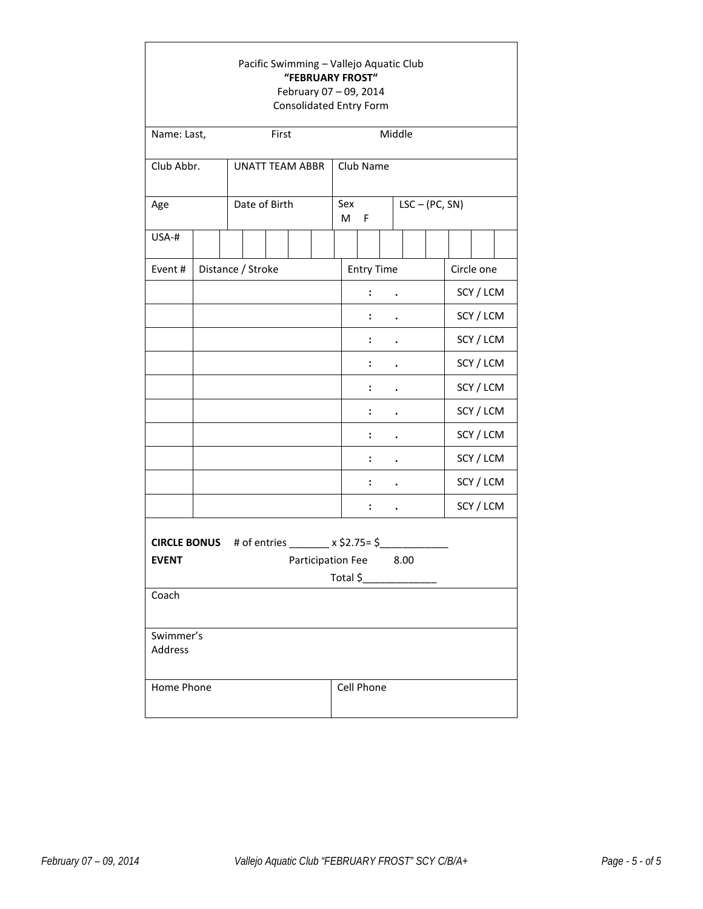Pacific Swimming – Vallejo Aquatic Club

**"FEBRUARY FROST"**

February 07 – 09, 2014

Consolidated Entry Form

| Name: Last, | First | Middle |
|---|---|---|

| Club Abbr. | UNATT TEAM ABBR | Club Name |
|---|---|---|

| Age | Date of Birth | Sex M F | LSC – (PC, SN) |
|---|---|---|---|

| USA-# | | | | | | | | | | | | | |
|---|---|---|---|---|---|---|---|---|---|---|---|---|---|

| Event # | Distance / Stroke | Entry Time | Circle one |
|---|---|---|---|
| | | : . | SCY / LCM |
| | | : . | SCY / LCM |
| | | : . | SCY / LCM |
| | | : . | SCY / LCM |
| | | : . | SCY / LCM |
| | | : . | SCY / LCM |
| | | : . | SCY / LCM |
| | | : . | SCY / LCM |
| | | : . | SCY / LCM |
| | | : . | SCY / LCM |

**CIRCLE BONUS EVENT** # of entries _______ x $2.75= $____________

Participation Fee 8.00

Total $_____________

Coach

Swimmer's Address

| Home Phone | Cell Phone |
|---|---|